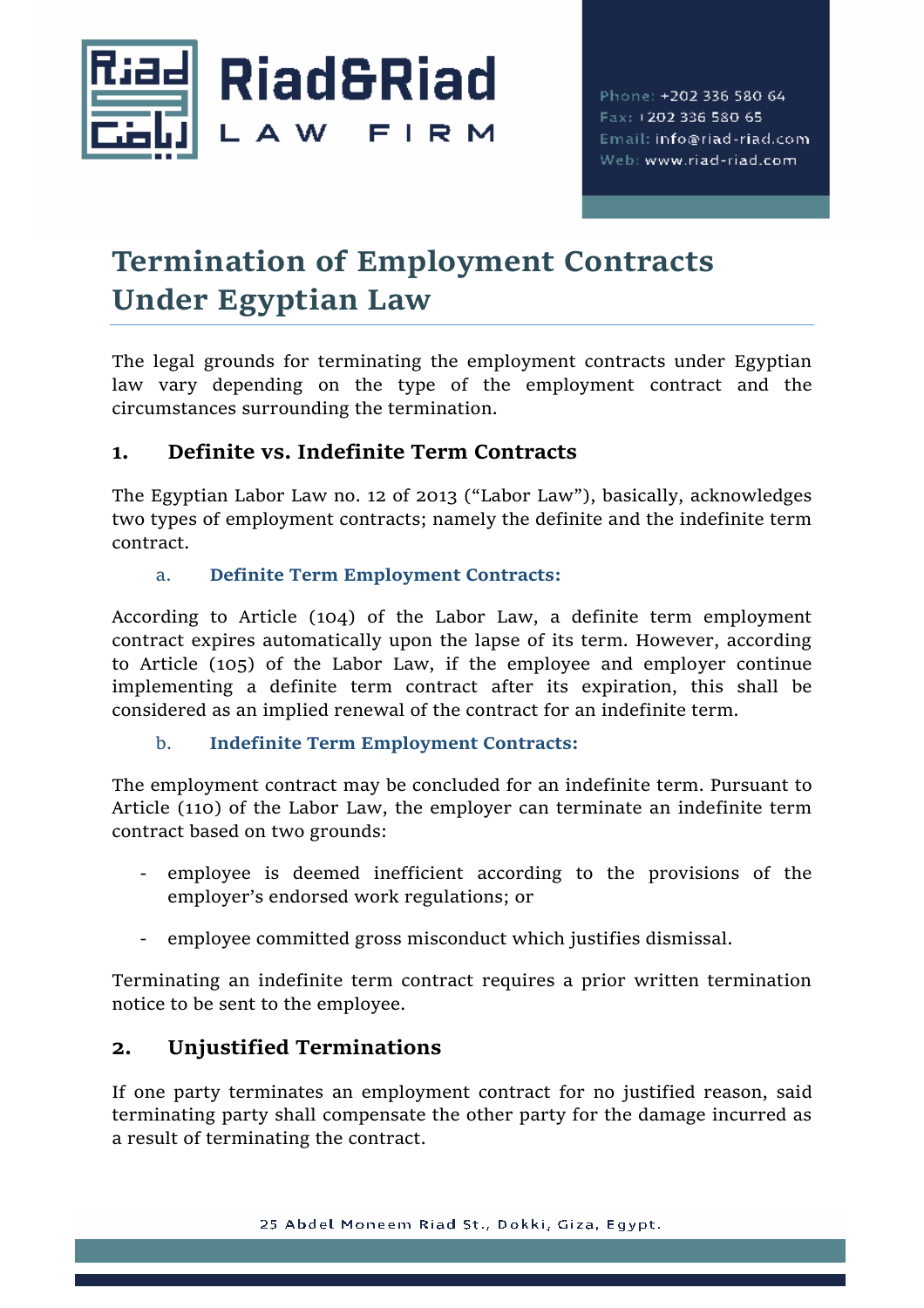# Termination of Employment Contracts Under Egyptian Law

The legal grounds for terminating the employment contracts under Egyptian law vary depending on the type of the employment contract and the circumstances surrounding the termination.

## 1. Definite vs. Indefinite Term Contracts

The Egyptian Labor Law no. 12 of 2013 ("Labor Law"), basically, acknowledges two types of employment contracts; namely the definite and the indefinite term contract.

### a. Definite Term Employment Contracts:

According to Article (104) of the Labor Law, a definite term employment contract expires automatically upon the lapse of its term. However, according to Article (105) of the Labor Law, if the employee and employer continue implementing a definite term contract after its expiration, this shall be considered as an implied renewal of the contract for an indefinite term.

### b. Indefinite Term Employment Contracts:

The employment contract may be concluded for an indefinite term. Pursuant to Article (110) of the Labor Law, the employer can terminate an indefinite term contract based on two grounds:

- employee is deemed inefficient according to the provisions of the employer's endorsed work regulations; or
- employee committed gross misconduct which justifies dismissal.

Terminating an indefinite term contract requires a prior written termination notice to be sent to the employee.

## 2. Unjustified Terminations

If one party terminates an employment contract for no justified reason, said terminating party shall compensate the other party for the damage incurred as a result of terminating the contract.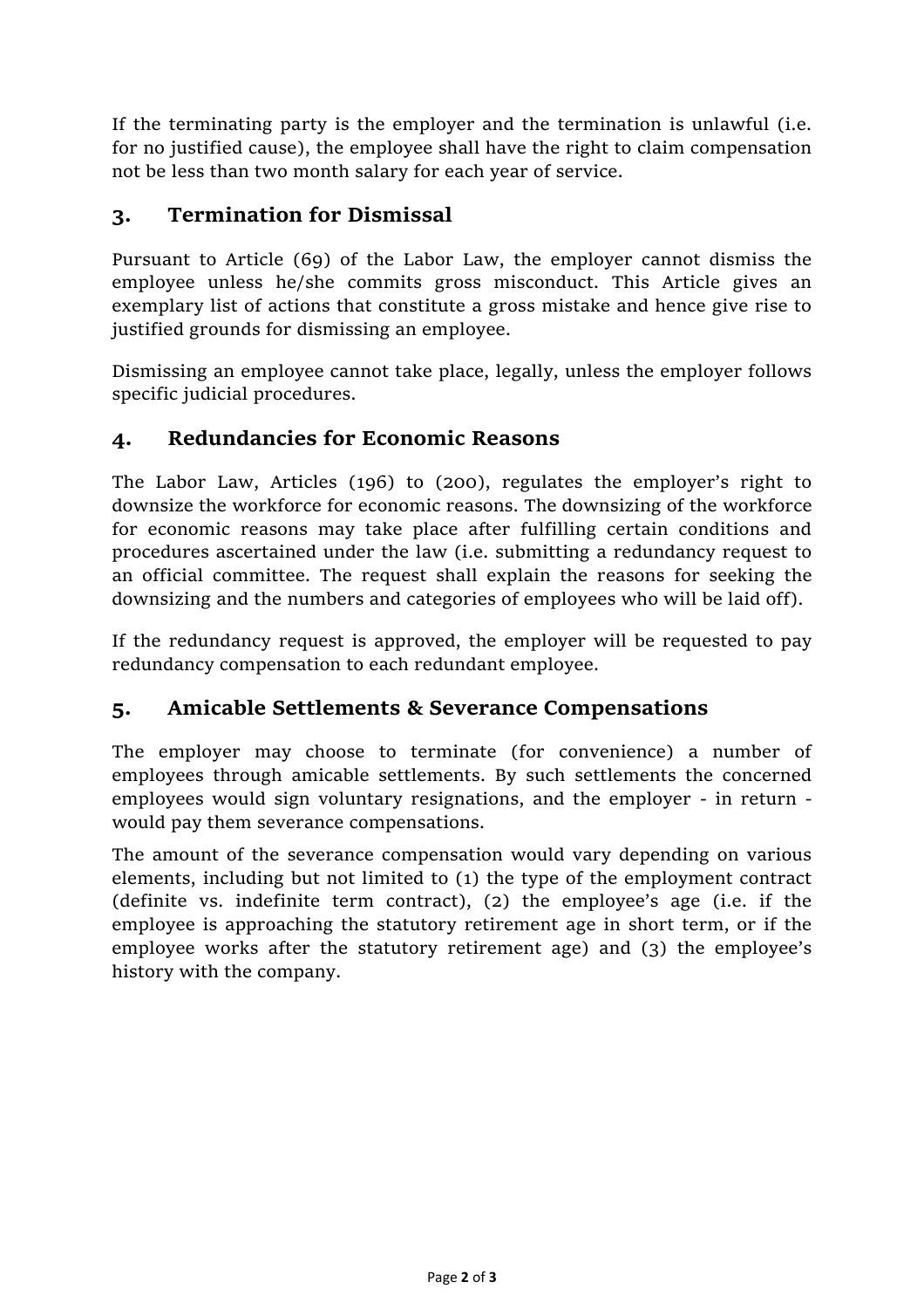If the terminating party is the employer and the termination is unlawful (i.e. for no justified cause), the employee shall have the right to claim compensation not be less than two month salary for each year of service.

## 3. Termination for Dismissal

Pursuant to Article (69) of the Labor Law, the employer cannot dismiss the employee unless he/she commits gross misconduct. This Article gives an exemplary list of actions that constitute a gross mistake and hence give rise to justified grounds for dismissing an employee.

Dismissing an employee cannot take place, legally, unless the employer follows specific judicial procedures.

## 4. Redundancies for Economic Reasons

The Labor Law, Articles (196) to (200), regulates the employer's right to downsize the workforce for economic reasons. The downsizing of the workforce for economic reasons may take place after fulfilling certain conditions and procedures ascertained under the law (i.e. submitting a redundancy request to an official committee. The request shall explain the reasons for seeking the downsizing and the numbers and categories of employees who will be laid off).

If the redundancy request is approved, the employer will be requested to pay redundancy compensation to each redundant employee.

## 5. Amicable Settlements & Severance Compensations

The employer may choose to terminate (for convenience) a number of employees through amicable settlements. By such settlements the concerned employees would sign voluntary resignations, and the employer - in return - would pay them severance compensations.

The amount of the severance compensation would vary depending on various elements, including but not limited to (1) the type of the employment contract (definite vs. indefinite term contract), (2) the employee's age (i.e. if the employee is approaching the statutory retirement age in short term, or if the employee works after the statutory retirement age) and (3) the employee's history with the company.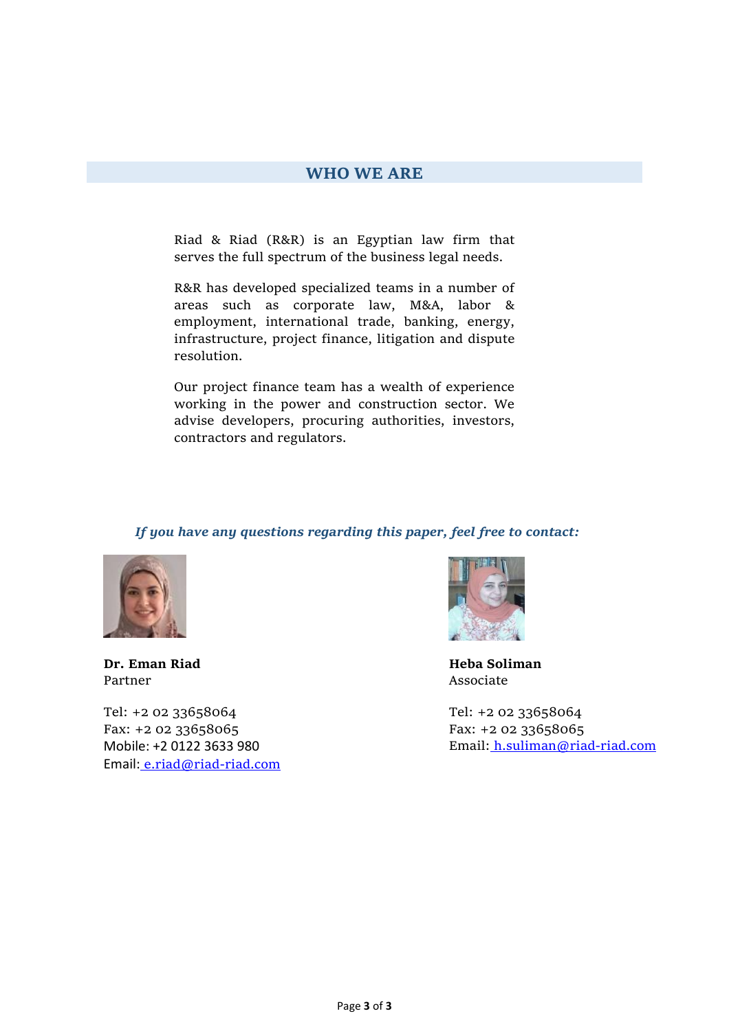## WHO WE ARE

Riad & Riad (R&R) is an Egyptian law firm that serves the full spectrum of the business legal needs.

R&R has developed specialized teams in a number of areas such as corporate law, M&A, labor & employment, international trade, banking, energy, infrastructure, project finance, litigation and dispute resolution.

Our project finance team has a wealth of experience working in the power and construction sector. We advise developers, procuring authorities, investors, contractors and regulators.

***If you have any questions regarding this paper, feel free to contact:***

**Dr. Eman Riad**
Partner

Tel: +2 02 33658064
Fax: +2 02 33658065
Mobile: +2 0122 3633 980
Email: e.riad@riad-riad.com

**Heba Soliman**
Associate

Tel: +2 02 33658064
Fax: +2 02 33658065
Email: h.suliman@riad-riad.com